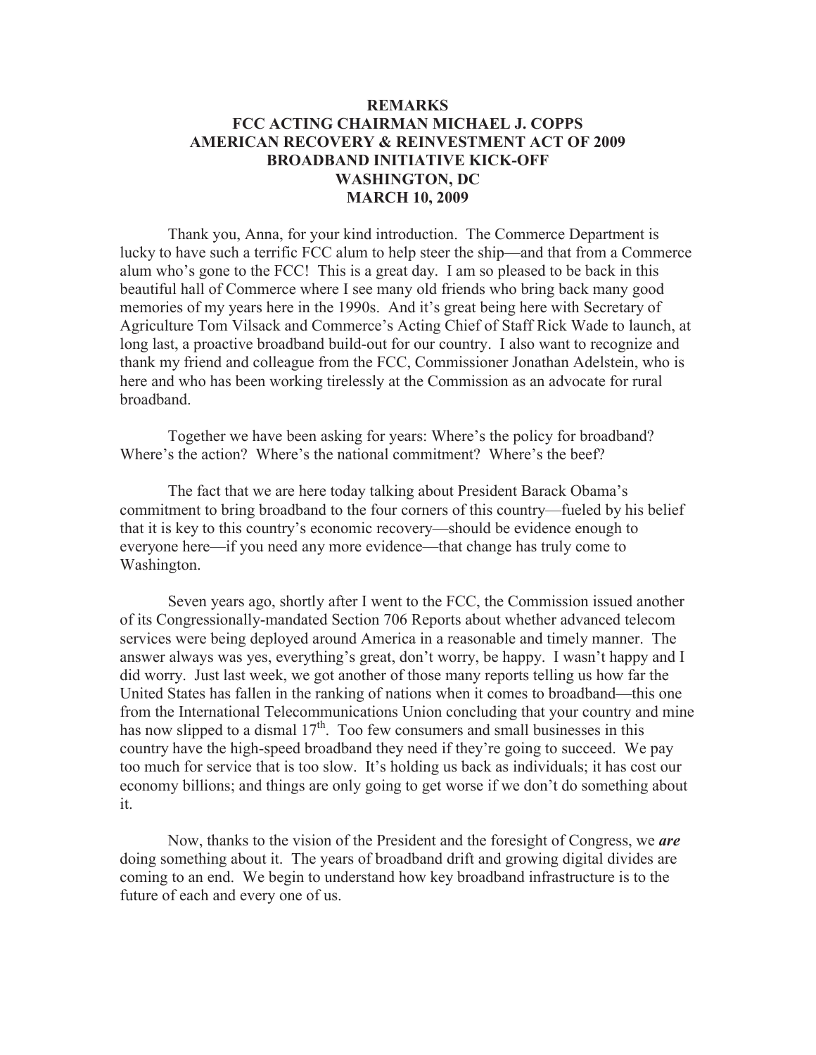**REMARKS**
**FCC ACTING CHAIRMAN MICHAEL J. COPPS**
**AMERICAN RECOVERY & REINVESTMENT ACT OF 2009**
**BROADBAND INITIATIVE KICK-OFF**
**WASHINGTON, DC**
**MARCH 10, 2009**

Thank you, Anna, for your kind introduction. The Commerce Department is lucky to have such a terrific FCC alum to help steer the ship—and that from a Commerce alum who's gone to the FCC! This is a great day. I am so pleased to be back in this beautiful hall of Commerce where I see many old friends who bring back many good memories of my years here in the 1990s. And it's great being here with Secretary of Agriculture Tom Vilsack and Commerce's Acting Chief of Staff Rick Wade to launch, at long last, a proactive broadband build-out for our country. I also want to recognize and thank my friend and colleague from the FCC, Commissioner Jonathan Adelstein, who is here and who has been working tirelessly at the Commission as an advocate for rural broadband.

Together we have been asking for years: Where's the policy for broadband? Where's the action? Where's the national commitment? Where's the beef?

The fact that we are here today talking about President Barack Obama's commitment to bring broadband to the four corners of this country—fueled by his belief that it is key to this country's economic recovery—should be evidence enough to everyone here—if you need any more evidence—that change has truly come to Washington.

Seven years ago, shortly after I went to the FCC, the Commission issued another of its Congressionally-mandated Section 706 Reports about whether advanced telecom services were being deployed around America in a reasonable and timely manner. The answer always was yes, everything's great, don't worry, be happy. I wasn't happy and I did worry. Just last week, we got another of those many reports telling us how far the United States has fallen in the ranking of nations when it comes to broadband—this one from the International Telecommunications Union concluding that your country and mine has now slipped to a dismal 17th. Too few consumers and small businesses in this country have the high-speed broadband they need if they're going to succeed. We pay too much for service that is too slow. It's holding us back as individuals; it has cost our economy billions; and things are only going to get worse if we don't do something about it.

Now, thanks to the vision of the President and the foresight of Congress, we ***are*** doing something about it. The years of broadband drift and growing digital divides are coming to an end. We begin to understand how key broadband infrastructure is to the future of each and every one of us.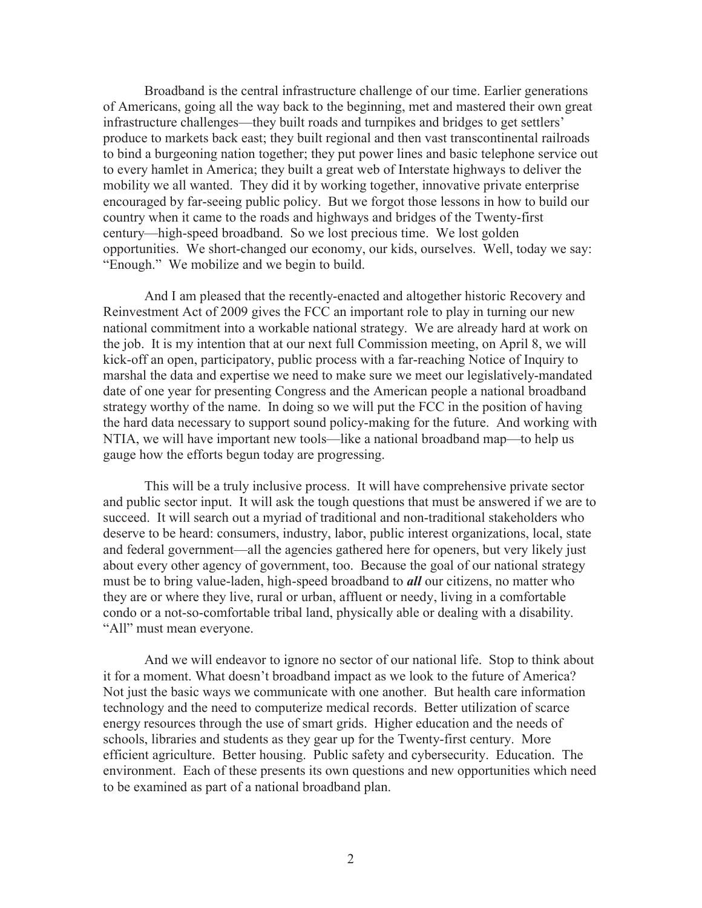Broadband is the central infrastructure challenge of our time. Earlier generations of Americans, going all the way back to the beginning, met and mastered their own great infrastructure challenges—they built roads and turnpikes and bridges to get settlers' produce to markets back east; they built regional and then vast transcontinental railroads to bind a burgeoning nation together; they put power lines and basic telephone service out to every hamlet in America; they built a great web of Interstate highways to deliver the mobility we all wanted. They did it by working together, innovative private enterprise encouraged by far-seeing public policy. But we forgot those lessons in how to build our country when it came to the roads and highways and bridges of the Twenty-first century—high-speed broadband. So we lost precious time. We lost golden opportunities. We short-changed our economy, our kids, ourselves. Well, today we say: "Enough." We mobilize and we begin to build.

And I am pleased that the recently-enacted and altogether historic Recovery and Reinvestment Act of 2009 gives the FCC an important role to play in turning our new national commitment into a workable national strategy. We are already hard at work on the job. It is my intention that at our next full Commission meeting, on April 8, we will kick-off an open, participatory, public process with a far-reaching Notice of Inquiry to marshal the data and expertise we need to make sure we meet our legislatively-mandated date of one year for presenting Congress and the American people a national broadband strategy worthy of the name. In doing so we will put the FCC in the position of having the hard data necessary to support sound policy-making for the future. And working with NTIA, we will have important new tools—like a national broadband map—to help us gauge how the efforts begun today are progressing.

This will be a truly inclusive process. It will have comprehensive private sector and public sector input. It will ask the tough questions that must be answered if we are to succeed. It will search out a myriad of traditional and non-traditional stakeholders who deserve to be heard: consumers, industry, labor, public interest organizations, local, state and federal government—all the agencies gathered here for openers, but very likely just about every other agency of government, too. Because the goal of our national strategy must be to bring value-laden, high-speed broadband to ***all*** our citizens, no matter who they are or where they live, rural or urban, affluent or needy, living in a comfortable condo or a not-so-comfortable tribal land, physically able or dealing with a disability. "All" must mean everyone.

And we will endeavor to ignore no sector of our national life. Stop to think about it for a moment. What doesn't broadband impact as we look to the future of America? Not just the basic ways we communicate with one another. But health care information technology and the need to computerize medical records. Better utilization of scarce energy resources through the use of smart grids. Higher education and the needs of schools, libraries and students as they gear up for the Twenty-first century. More efficient agriculture. Better housing. Public safety and cybersecurity. Education. The environment. Each of these presents its own questions and new opportunities which need to be examined as part of a national broadband plan.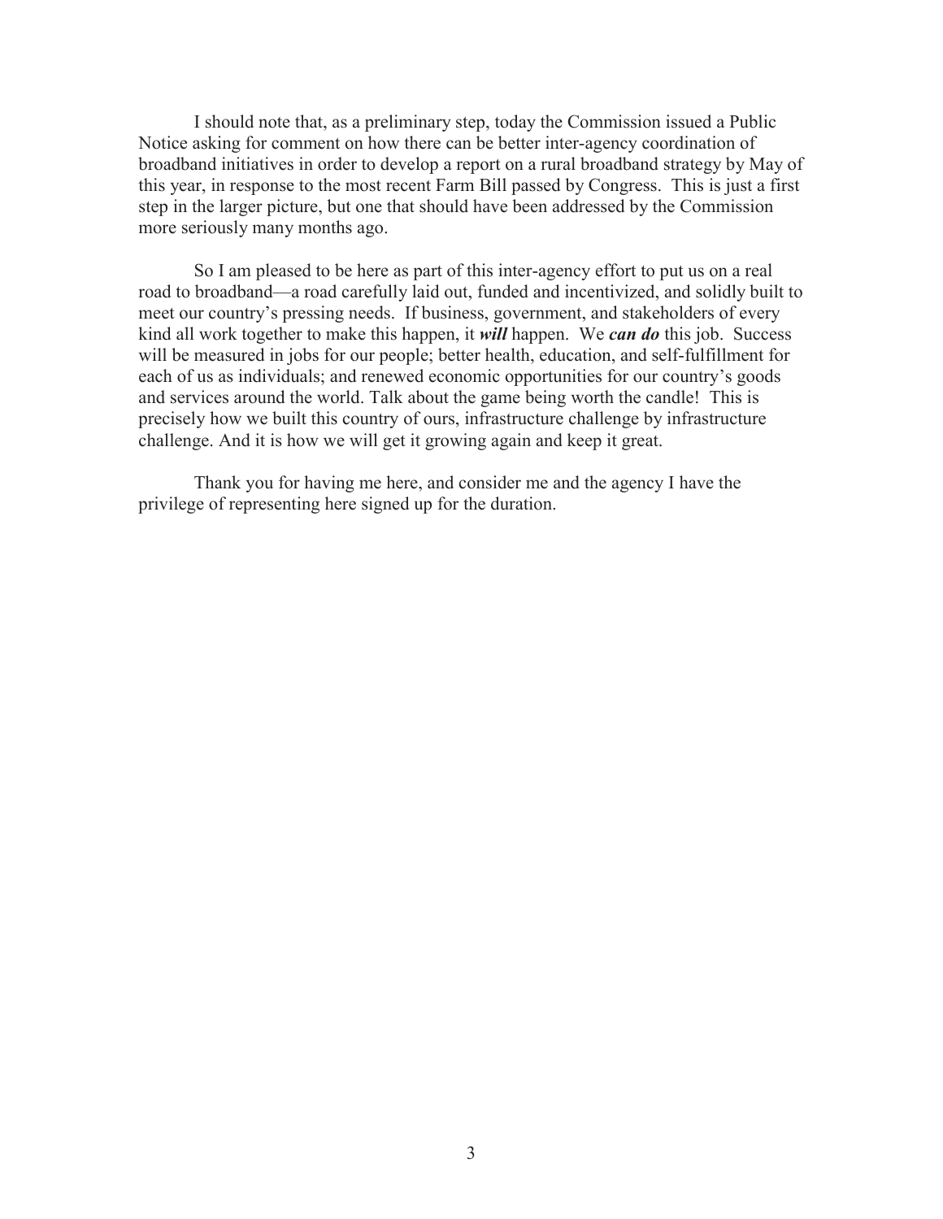I should note that, as a preliminary step, today the Commission issued a Public Notice asking for comment on how there can be better inter-agency coordination of broadband initiatives in order to develop a report on a rural broadband strategy by May of this year, in response to the most recent Farm Bill passed by Congress. This is just a first step in the larger picture, but one that should have been addressed by the Commission more seriously many months ago.

So I am pleased to be here as part of this inter-agency effort to put us on a real road to broadband—a road carefully laid out, funded and incentivized, and solidly built to meet our country's pressing needs. If business, government, and stakeholders of every kind all work together to make this happen, it ***will*** happen. We ***can do*** this job. Success will be measured in jobs for our people; better health, education, and self-fulfillment for each of us as individuals; and renewed economic opportunities for our country's goods and services around the world. Talk about the game being worth the candle! This is precisely how we built this country of ours, infrastructure challenge by infrastructure challenge. And it is how we will get it growing again and keep it great.

Thank you for having me here, and consider me and the agency I have the privilege of representing here signed up for the duration.